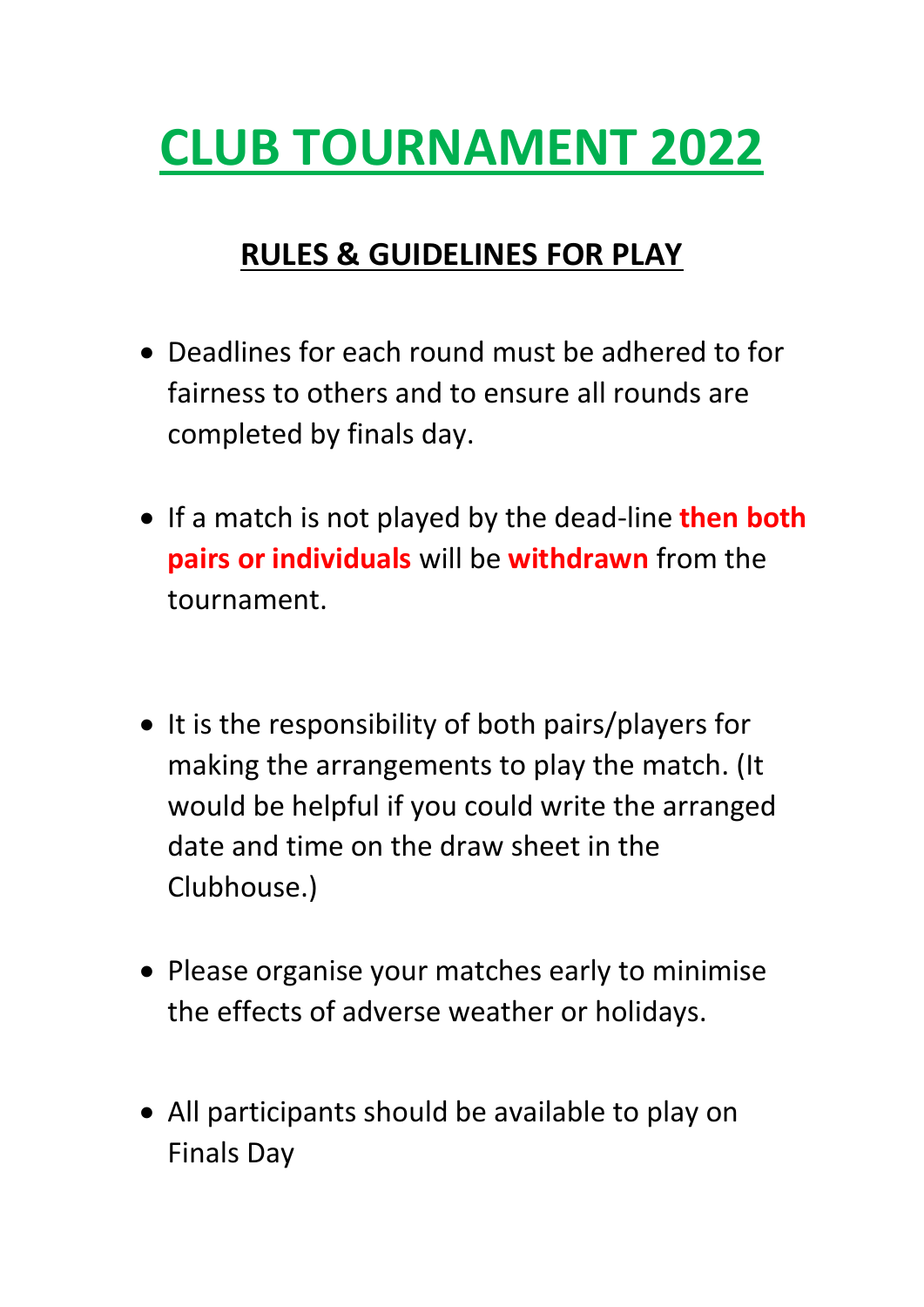# CLUB TOURNAMENT 2022

## RULES & GUIDELINES FOR PLAY

- Deadlines for each round must be adhered to for fairness to others and to ensure all rounds are completed by finals day.
- If a match is not played by the dead-line **then both pairs or individuals** will be **withdrawn** from the tournament.
- It is the responsibility of both pairs/players for making the arrangements to play the match. (It would be helpful if you could write the arranged date and time on the draw sheet in the Clubhouse.)
- Please organise your matches early to minimise the effects of adverse weather or holidays.
- All participants should be available to play on Finals Day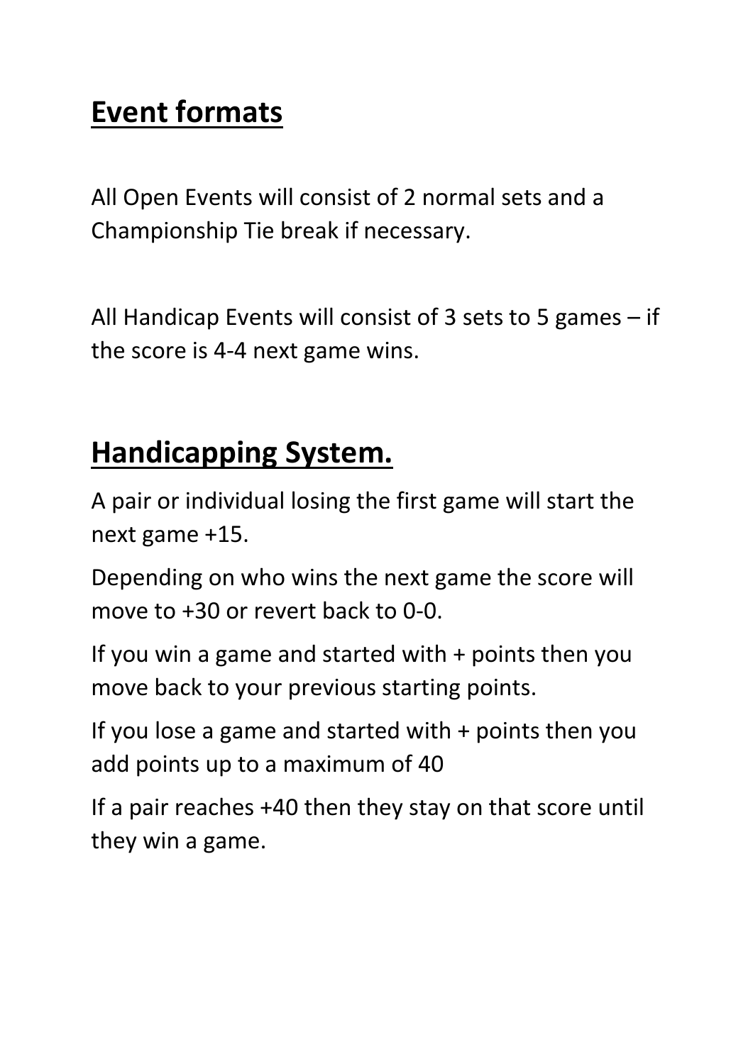## **Event formats**

All Open Events will consist of 2 normal sets and a Championship Tie break if necessary.

All Handicap Events will consist of 3 sets to 5 games – if the score is 4-4 next game wins.

## **Handicapping System.**

A pair or individual losing the first game will start the next game +15.

Depending on who wins the next game the score will move to +30 or revert back to 0-0.

If you win a game and started with + points then you move back to your previous starting points.

If you lose a game and started with + points then you add points up to a maximum of 40

If a pair reaches +40 then they stay on that score until they win a game.